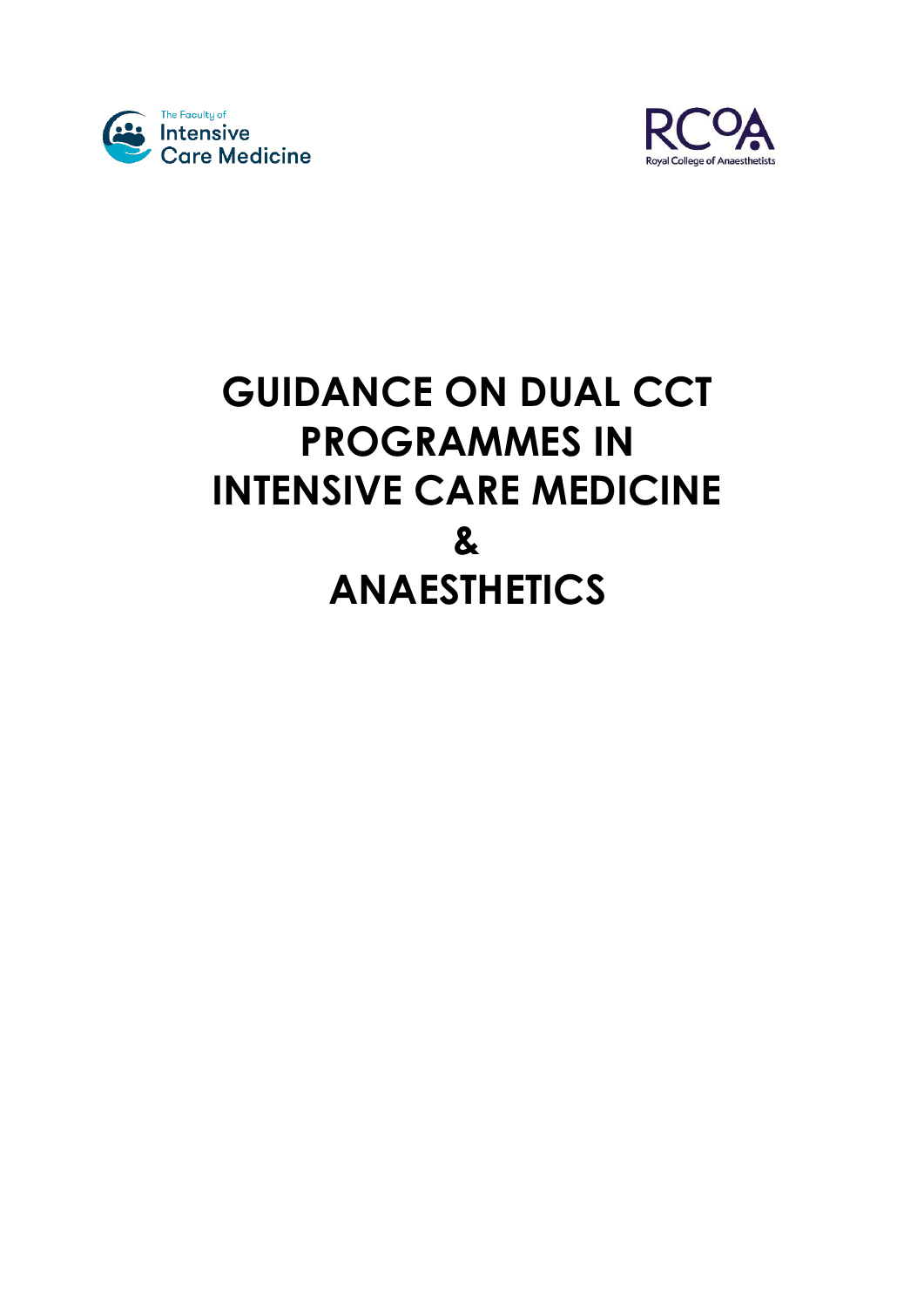The Faculty of Intensive Care Medicine

RCoA Royal College of Anaesthetists

# GUIDANCE ON DUAL CCT PROGRAMMES IN INTENSIVE CARE MEDICINE & ANAESTHETICS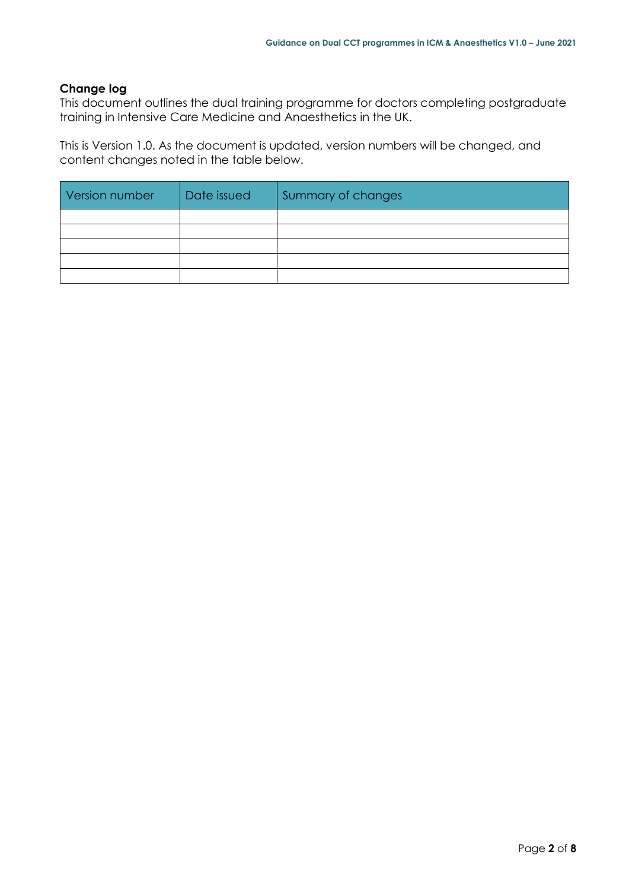**Change log**

This document outlines the dual training programme for doctors completing postgraduate training in Intensive Care Medicine and Anaesthetics in the UK.

This is Version 1.0. As the document is updated, version numbers will be changed, and content changes noted in the table below.

| Version number | Date issued | Summary of changes |
| --- | --- | --- |
| | | |
| | | |
| | | |
| | | |
| | | |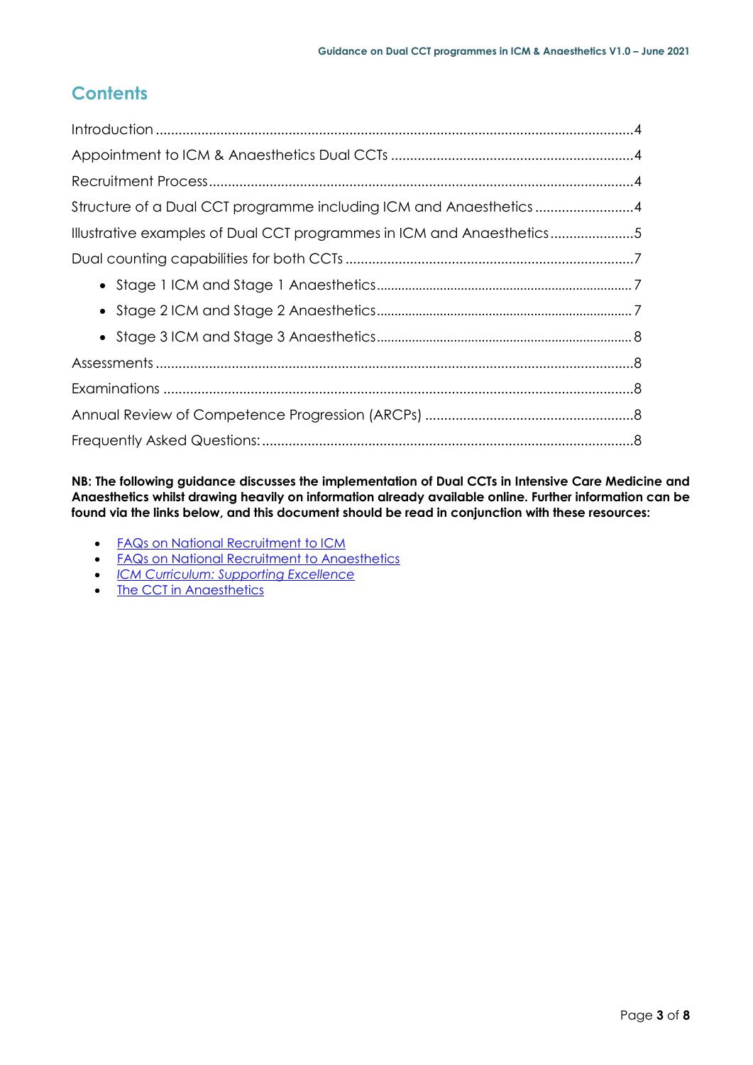## Contents

Introduction .....4
Appointment to ICM & Anaesthetics Dual CCTs .....4
Recruitment Process .....4
Structure of a Dual CCT programme including ICM and Anaesthetics .....4
Illustrative examples of Dual CCT programmes in ICM and Anaesthetics .....5
Dual counting capabilities for both CCTs .....7

- Stage 1 ICM and Stage 1 Anaesthetics .....7
- Stage 2 ICM and Stage 2 Anaesthetics .....7
- Stage 3 ICM and Stage 3 Anaesthetics .....8

Assessments .....8
Examinations .....8
Annual Review of Competence Progression (ARCPs) .....8
Frequently Asked Questions: .....8

**NB: The following guidance discusses the implementation of Dual CCTs in Intensive Care Medicine and Anaesthetics whilst drawing heavily on information already available online. Further information can be found via the links below, and this document should be read in conjunction with these resources:**

- FAQs on National Recruitment to ICM
- FAQs on National Recruitment to Anaesthetics
- *ICM Curriculum: Supporting Excellence*
- The CCT in Anaesthetics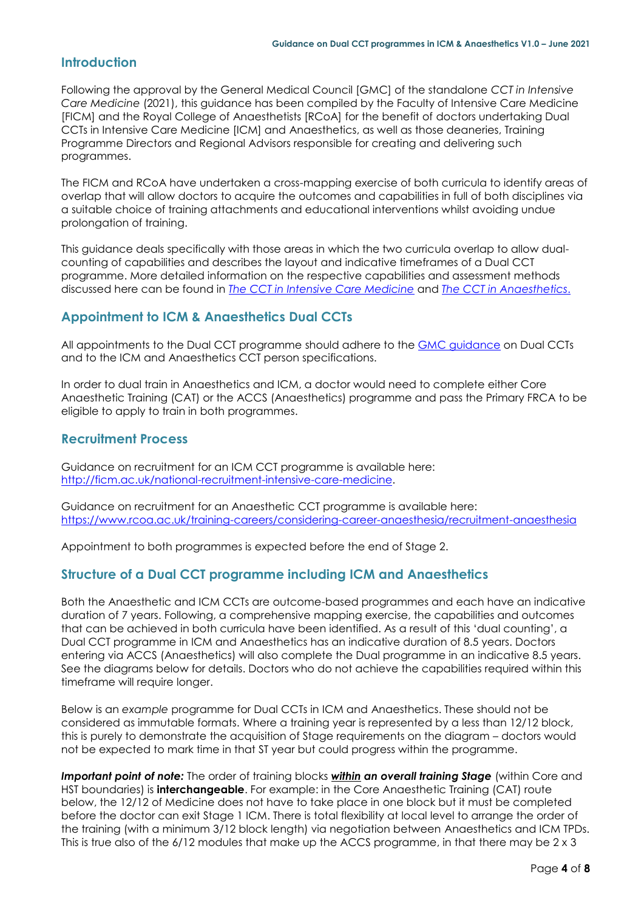## Introduction

Following the approval by the General Medical Council [GMC] of the standalone *CCT in Intensive Care Medicine* (2021), this guidance has been compiled by the Faculty of Intensive Care Medicine [FICM] and the Royal College of Anaesthetists [RCoA] for the benefit of doctors undertaking Dual CCTs in Intensive Care Medicine [ICM] and Anaesthetics, as well as those deaneries, Training Programme Directors and Regional Advisors responsible for creating and delivering such programmes.

The FICM and RCoA have undertaken a cross-mapping exercise of both curricula to identify areas of overlap that will allow doctors to acquire the outcomes and capabilities in full of both disciplines via a suitable choice of training attachments and educational interventions whilst avoiding undue prolongation of training.

This guidance deals specifically with those areas in which the two curricula overlap to allow dual-counting of capabilities and describes the layout and indicative timeframes of a Dual CCT programme. More detailed information on the respective capabilities and assessment methods discussed here can be found in *The CCT in Intensive Care Medicine* and *The CCT in Anaesthetics*.

## Appointment to ICM & Anaesthetics Dual CCTs

All appointments to the Dual CCT programme should adhere to the GMC guidance on Dual CCTs and to the ICM and Anaesthetics CCT person specifications.

In order to dual train in Anaesthetics and ICM, a doctor would need to complete either Core Anaesthetic Training (CAT) or the ACCS (Anaesthetics) programme and pass the Primary FRCA to be eligible to apply to train in both programmes.

## Recruitment Process

Guidance on recruitment for an ICM CCT programme is available here: http://ficm.ac.uk/national-recruitment-intensive-care-medicine.

Guidance on recruitment for an Anaesthetic CCT programme is available here: https://www.rcoa.ac.uk/training-careers/considering-career-anaesthesia/recruitment-anaesthesia

Appointment to both programmes is expected before the end of Stage 2.

## Structure of a Dual CCT programme including ICM and Anaesthetics

Both the Anaesthetic and ICM CCTs are outcome-based programmes and each have an indicative duration of 7 years. Following, a comprehensive mapping exercise, the capabilities and outcomes that can be achieved in both curricula have been identified. As a result of this 'dual counting', a Dual CCT programme in ICM and Anaesthetics has an indicative duration of 8.5 years. Doctors entering via ACCS (Anaesthetics) will also complete the Dual programme in an indicative 8.5 years. See the diagrams below for details. Doctors who do not achieve the capabilities required within this timeframe will require longer.

Below is an *example* programme for Dual CCTs in ICM and Anaesthetics. These should not be considered as immutable formats. Where a training year is represented by a less than 12/12 block, this is purely to demonstrate the acquisition of Stage requirements on the diagram – doctors would not be expected to mark time in that ST year but could progress within the programme.

***Important point of note:*** The order of training blocks ***within an overall training Stage*** (within Core and HST boundaries) is **interchangeable**. For example: in the Core Anaesthetic Training (CAT) route below, the 12/12 of Medicine does not have to take place in one block but it must be completed before the doctor can exit Stage 1 ICM. There is total flexibility at local level to arrange the order of the training (with a minimum 3/12 block length) via negotiation between Anaesthetics and ICM TPDs. This is true also of the 6/12 modules that make up the ACCS programme, in that there may be 2 x 3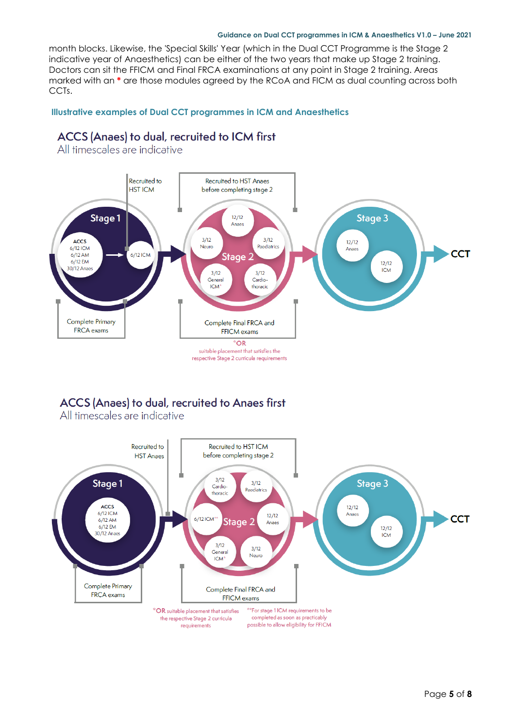month blocks. Likewise, the 'Special Skills' Year (which in the Dual CCT Programme is the Stage 2 indicative year of Anaesthetics) can be either of the two years that make up Stage 2 training. Doctors can sit the FFICM and Final FRCA examinations at any point in Stage 2 training. Areas marked with an * are those modules agreed by the RCoA and FICM as dual counting across both CCTs.

### Illustrative examples of Dual CCT programmes in ICM and Anaesthetics

## ACCS (Anaes) to dual, recruited to ICM first

All timescales are indicative

Recruited to HST ICM

Recruited to HST Anaes before completing stage 2

**Stage 1**

ACCS
6/12 ICM
6/12 AM
6/12 EM
30/12 Anaes

→ 6/12 ICM

**Stage 2**

12/12 Anaes
3/12 Neuro
3/12 Paediatrics
3/12 General ICM*
3/12 Cardio-thoracic

**Stage 3**

12/12 Anaes
12/12 ICM

CCT

Complete Primary FRCA exams

Complete Final FRCA and FFICM exams

*OR suitable placement that satisfies the respective Stage 2 curricula requirements

## ACCS (Anaes) to dual, recruited to Anaes first

All timescales are indicative

Recruited to HST Anaes

Recruited to HST ICM before completing stage 2

**Stage 1**

ACCS
6/12 ICM
6/12 AM
6/12 EM
30/12 Anaes

**Stage 2**

3/12 Cardio-thoracic
3/12 Paediatrics
6/12 ICM**
12/12 Anaes
3/12 General ICM*
3/12 Neuro

**Stage 3**

12/12 Anaes
12/12 ICM

CCT

Complete Primary FRCA exams

Complete Final FRCA and FFICM exams

*OR suitable placement that satisfies the respective Stage 2 curricula requirements

**For stage 1 ICM requirements to be completed as soon as practicably possible to allow eligibility for FFICM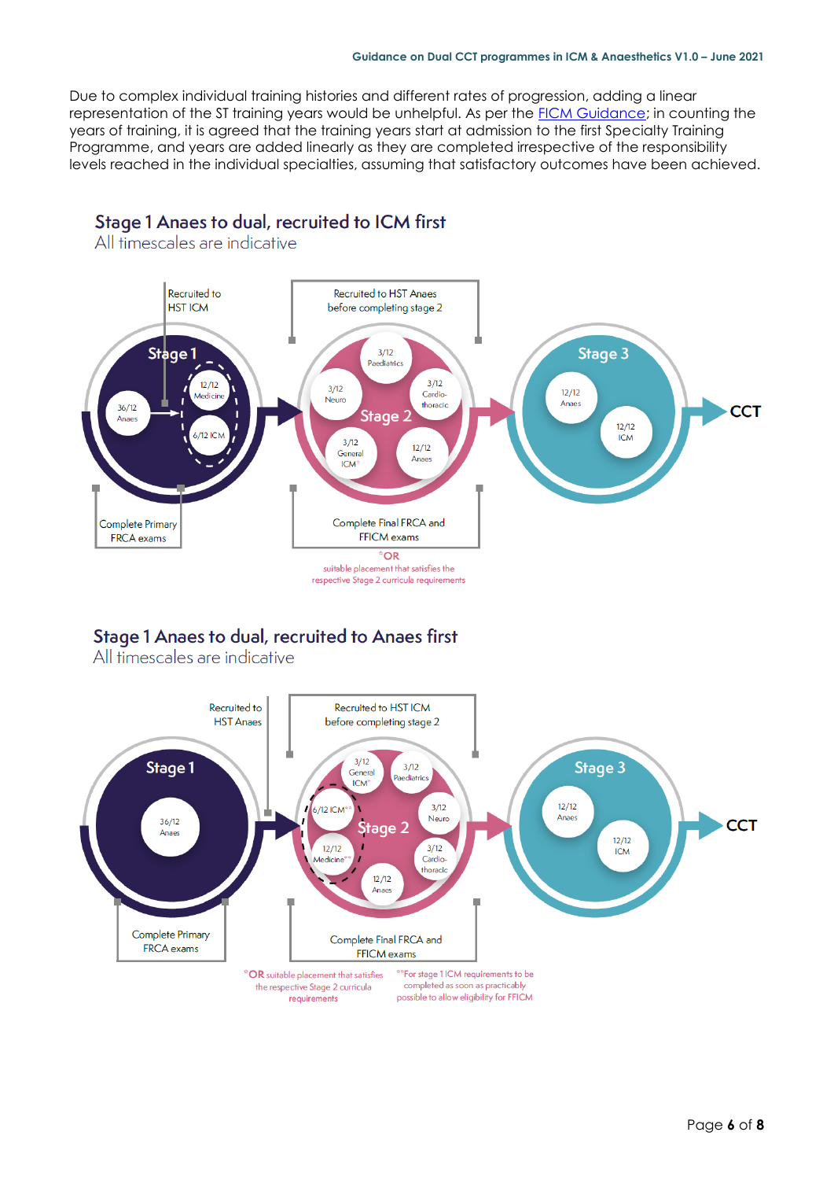Due to complex individual training histories and different rates of progression, adding a linear representation of the ST training years would be unhelpful. As per the [FICM Guidance](); in counting the years of training, it is agreed that the training years start at admission to the first Specialty Training Programme, and years are added linearly as they are completed irrespective of the responsibility levels reached in the individual specialties, assuming that satisfactory outcomes have been achieved.

## Stage 1 Anaes to dual, recruited to ICM first

All timescales are indicative

Recruited to HST ICM

Recruited to HST Anaes before completing stage 2

**Stage 1**
- 36/12 Anaes
- 12/12 Medicine
- 6/12 ICM

**Stage 2**
- 3/12 Paediatrics
- 3/12 Neuro
- 3/12 Cardio-thoracic
- 3/12 General ICM*
- 12/12 Anaes

**Stage 3**
- 12/12 Anaes
- 12/12 ICM

CCT

Complete Primary FRCA exams

Complete Final FRCA and FFICM exams

*OR suitable placement that satisfies the respective Stage 2 curricula requirements

## Stage 1 Anaes to dual, recruited to Anaes first

All timescales are indicative

Recruited to HST Anaes

Recruited to HST ICM before completing stage 2

**Stage 1**
- 36/12 Anaes

**Stage 2**
- 3/12 General ICM*
- 3/12 Paediatrics
- 6/12 ICM**
- 3/12 Neuro
- 12/12 Medicine**
- 3/12 Cardio-thoracic
- 12/12 Anaes

**Stage 3**
- 12/12 Anaes
- 12/12 ICM

CCT

Complete Primary FRCA exams

Complete Final FRCA and FFICM exams

*OR suitable placement that satisfies the respective Stage 2 curricula requirements

**For stage 1 ICM requirements to be completed as soon as practicably possible to allow eligibility for FFICM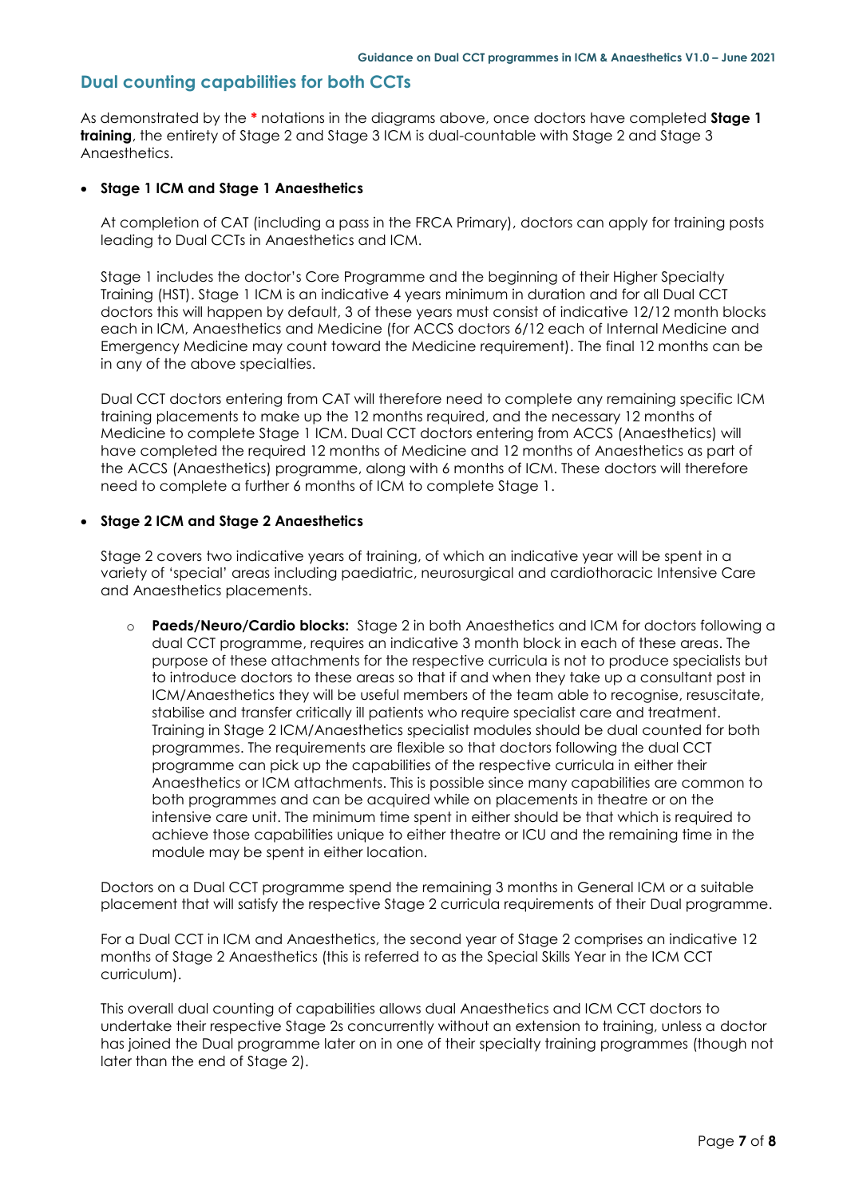## Dual counting capabilities for both CCTs

As demonstrated by the * notations in the diagrams above, once doctors have completed **Stage 1 training**, the entirety of Stage 2 and Stage 3 ICM is dual-countable with Stage 2 and Stage 3 Anaesthetics.

- **Stage 1 ICM and Stage 1 Anaesthetics**

  At completion of CAT (including a pass in the FRCA Primary), doctors can apply for training posts leading to Dual CCTs in Anaesthetics and ICM.

  Stage 1 includes the doctor's Core Programme and the beginning of their Higher Specialty Training (HST). Stage 1 ICM is an indicative 4 years minimum in duration and for all Dual CCT doctors this will happen by default, 3 of these years must consist of indicative 12/12 month blocks each in ICM, Anaesthetics and Medicine (for ACCS doctors 6/12 each of Internal Medicine and Emergency Medicine may count toward the Medicine requirement). The final 12 months can be in any of the above specialties.

  Dual CCT doctors entering from CAT will therefore need to complete any remaining specific ICM training placements to make up the 12 months required, and the necessary 12 months of Medicine to complete Stage 1 ICM. Dual CCT doctors entering from ACCS (Anaesthetics) will have completed the required 12 months of Medicine and 12 months of Anaesthetics as part of the ACCS (Anaesthetics) programme, along with 6 months of ICM. These doctors will therefore need to complete a further 6 months of ICM to complete Stage 1.

- **Stage 2 ICM and Stage 2 Anaesthetics**

  Stage 2 covers two indicative years of training, of which an indicative year will be spent in a variety of 'special' areas including paediatric, neurosurgical and cardiothoracic Intensive Care and Anaesthetics placements.

  - **Paeds/Neuro/Cardio blocks:** Stage 2 in both Anaesthetics and ICM for doctors following a dual CCT programme, requires an indicative 3 month block in each of these areas. The purpose of these attachments for the respective curricula is not to produce specialists but to introduce doctors to these areas so that if and when they take up a consultant post in ICM/Anaesthetics they will be useful members of the team able to recognise, resuscitate, stabilise and transfer critically ill patients who require specialist care and treatment. Training in Stage 2 ICM/Anaesthetics specialist modules should be dual counted for both programmes. The requirements are flexible so that doctors following the dual CCT programme can pick up the capabilities of the respective curricula in either their Anaesthetics or ICM attachments. This is possible since many capabilities are common to both programmes and can be acquired while on placements in theatre or on the intensive care unit. The minimum time spent in either should be that which is required to achieve those capabilities unique to either theatre or ICU and the remaining time in the module may be spent in either location.

  Doctors on a Dual CCT programme spend the remaining 3 months in General ICM or a suitable placement that will satisfy the respective Stage 2 curricula requirements of their Dual programme.

  For a Dual CCT in ICM and Anaesthetics, the second year of Stage 2 comprises an indicative 12 months of Stage 2 Anaesthetics (this is referred to as the Special Skills Year in the ICM CCT curriculum).

  This overall dual counting of capabilities allows dual Anaesthetics and ICM CCT doctors to undertake their respective Stage 2s concurrently without an extension to training, unless a doctor has joined the Dual programme later on in one of their specialty training programmes (though not later than the end of Stage 2).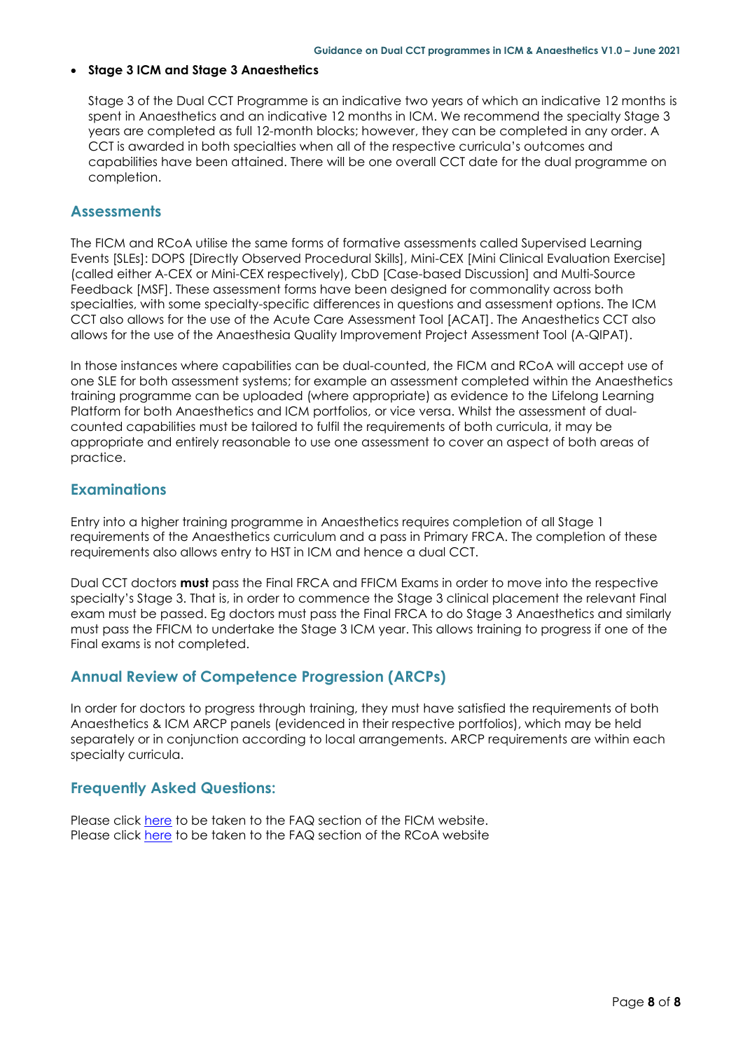- **Stage 3 ICM and Stage 3 Anaesthetics**

  Stage 3 of the Dual CCT Programme is an indicative two years of which an indicative 12 months is spent in Anaesthetics and an indicative 12 months in ICM. We recommend the specialty Stage 3 years are completed as full 12-month blocks; however, they can be completed in any order. A CCT is awarded in both specialties when all of the respective curricula's outcomes and capabilities have been attained. There will be one overall CCT date for the dual programme on completion.

## Assessments

The FICM and RCoA utilise the same forms of formative assessments called Supervised Learning Events [SLEs]: DOPS [Directly Observed Procedural Skills], Mini-CEX [Mini Clinical Evaluation Exercise] (called either A-CEX or Mini-CEX respectively), CbD [Case-based Discussion] and Multi-Source Feedback [MSF]. These assessment forms have been designed for commonality across both specialties, with some specialty-specific differences in questions and assessment options. The ICM CCT also allows for the use of the Acute Care Assessment Tool [ACAT]. The Anaesthetics CCT also allows for the use of the Anaesthesia Quality Improvement Project Assessment Tool (A-QIPAT).

In those instances where capabilities can be dual-counted, the FICM and RCoA will accept use of one SLE for both assessment systems; for example an assessment completed within the Anaesthetics training programme can be uploaded (where appropriate) as evidence to the Lifelong Learning Platform for both Anaesthetics and ICM portfolios, or vice versa. Whilst the assessment of dual-counted capabilities must be tailored to fulfil the requirements of both curricula, it may be appropriate and entirely reasonable to use one assessment to cover an aspect of both areas of practice.

## Examinations

Entry into a higher training programme in Anaesthetics requires completion of all Stage 1 requirements of the Anaesthetics curriculum and a pass in Primary FRCA. The completion of these requirements also allows entry to HST in ICM and hence a dual CCT.

Dual CCT doctors **must** pass the Final FRCA and FFICM Exams in order to move into the respective specialty's Stage 3. That is, in order to commence the Stage 3 clinical placement the relevant Final exam must be passed. Eg doctors must pass the Final FRCA to do Stage 3 Anaesthetics and similarly must pass the FFICM to undertake the Stage 3 ICM year. This allows training to progress if one of the Final exams is not completed.

## Annual Review of Competence Progression (ARCPs)

In order for doctors to progress through training, they must have satisfied the requirements of both Anaesthetics & ICM ARCP panels (evidenced in their respective portfolios), which may be held separately or in conjunction according to local arrangements. ARCP requirements are within each specialty curricula.

## Frequently Asked Questions:

Please click here to be taken to the FAQ section of the FICM website.
Please click here to be taken to the FAQ section of the RCoA website